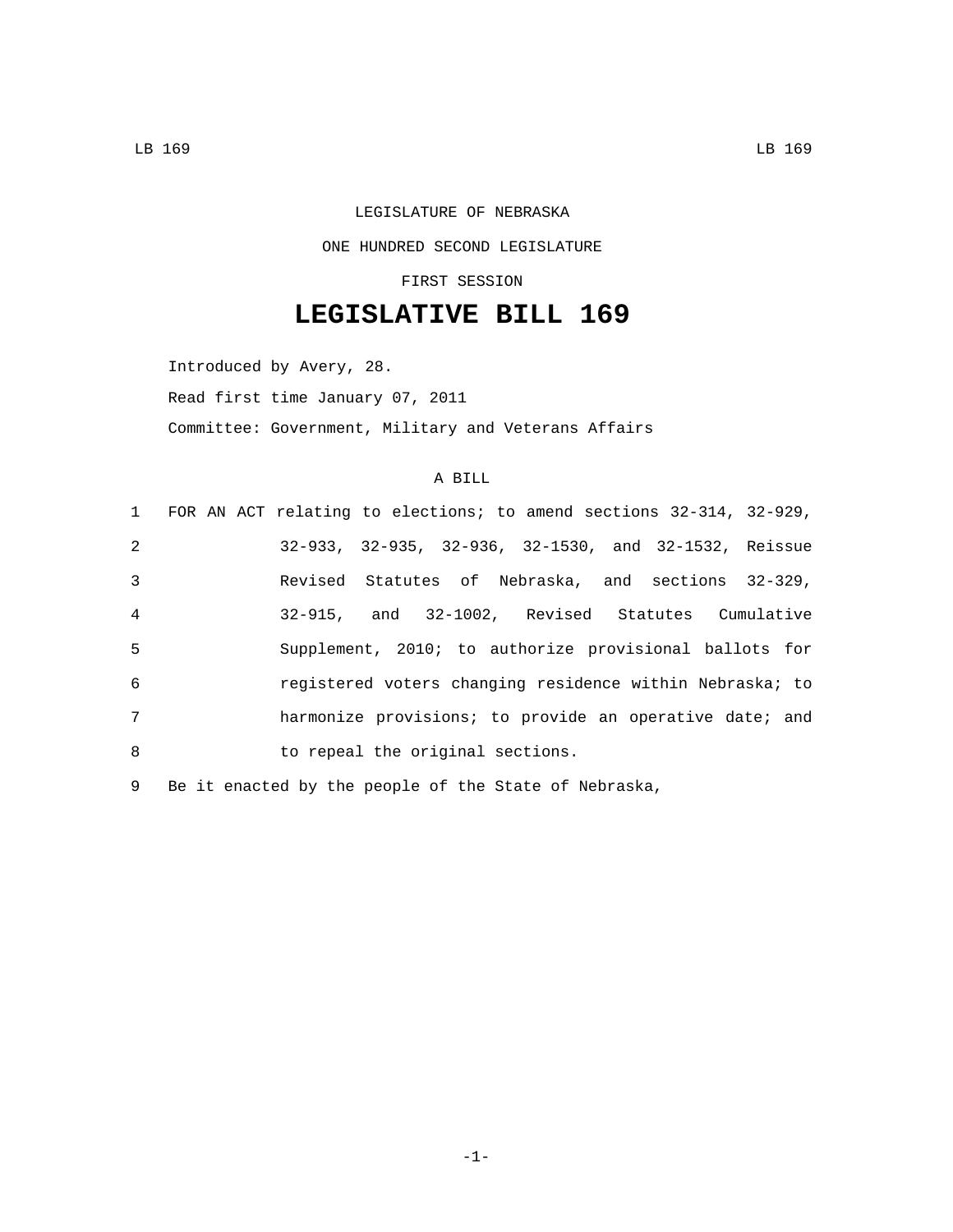LEGISLATURE OF NEBRASKA

ONE HUNDRED SECOND LEGISLATURE

FIRST SESSION

# LEGISLATIVE BILL 169

Introduced by Avery, 28.

Read first time January 07, 2011

Committee: Government, Military and Veterans Affairs

A BILL

1 FOR AN ACT relating to elections; to amend sections 32-314, 32-929,
2 32-933, 32-935, 32-936, 32-1530, and 32-1532, Reissue
3 Revised Statutes of Nebraska, and sections 32-329,
4 32-915, and 32-1002, Revised Statutes Cumulative
5 Supplement, 2010; to authorize provisional ballots for
6 registered voters changing residence within Nebraska; to
7 harmonize provisions; to provide an operative date; and
8 to repeal the original sections.

9 Be it enacted by the people of the State of Nebraska,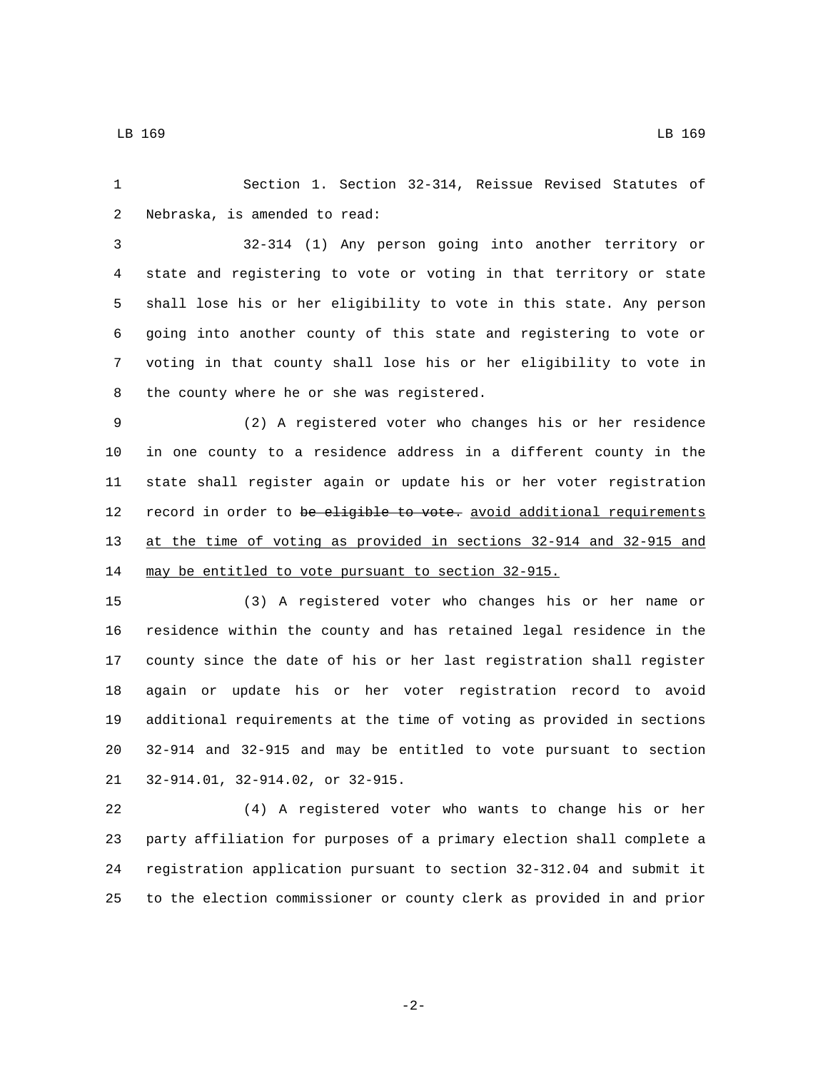Section 1. Section 32-314, Reissue Revised Statutes of Nebraska, is amended to read:

32-314 (1) Any person going into another territory or state and registering to vote or voting in that territory or state shall lose his or her eligibility to vote in this state. Any person going into another county of this state and registering to vote or voting in that county shall lose his or her eligibility to vote in the county where he or she was registered.

(2) A registered voter who changes his or her residence in one county to a residence address in a different county in the state shall register again or update his or her voter registration record in order to ~~be eligible to vote.~~ avoid additional requirements at the time of voting as provided in sections 32-914 and 32-915 and may be entitled to vote pursuant to section 32-915.

(3) A registered voter who changes his or her name or residence within the county and has retained legal residence in the county since the date of his or her last registration shall register again or update his or her voter registration record to avoid additional requirements at the time of voting as provided in sections 32-914 and 32-915 and may be entitled to vote pursuant to section 32-914.01, 32-914.02, or 32-915.

(4) A registered voter who wants to change his or her party affiliation for purposes of a primary election shall complete a registration application pursuant to section 32-312.04 and submit it to the election commissioner or county clerk as provided in and prior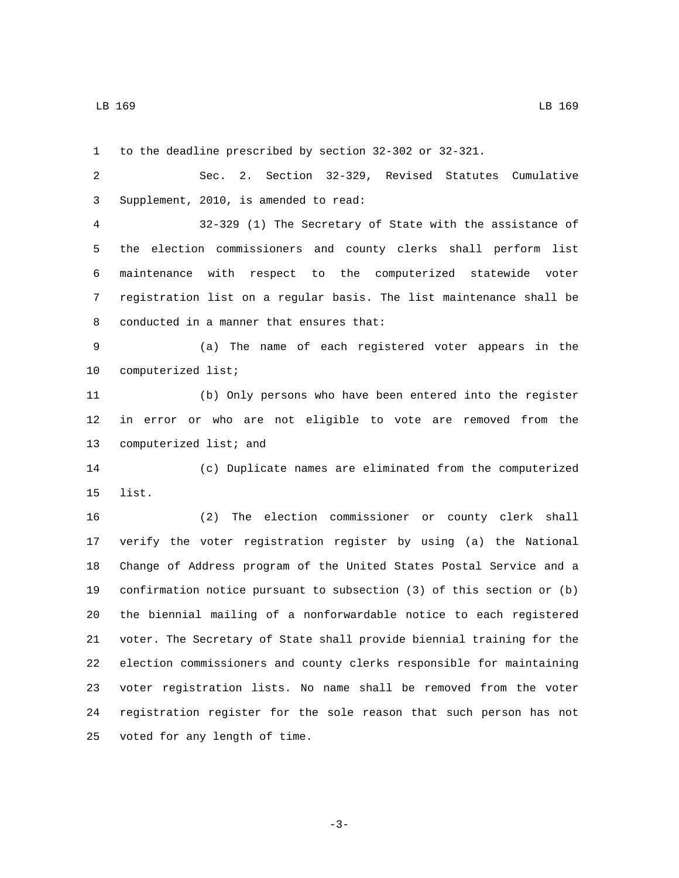to the deadline prescribed by section 32-302 or 32-321.

Sec. 2. Section 32-329, Revised Statutes Cumulative Supplement, 2010, is amended to read:

32-329 (1) The Secretary of State with the assistance of the election commissioners and county clerks shall perform list maintenance with respect to the computerized statewide voter registration list on a regular basis. The list maintenance shall be conducted in a manner that ensures that:

(a) The name of each registered voter appears in the computerized list;

(b) Only persons who have been entered into the register in error or who are not eligible to vote are removed from the computerized list; and

(c) Duplicate names are eliminated from the computerized list.

(2) The election commissioner or county clerk shall verify the voter registration register by using (a) the National Change of Address program of the United States Postal Service and a confirmation notice pursuant to subsection (3) of this section or (b) the biennial mailing of a nonforwardable notice to each registered voter. The Secretary of State shall provide biennial training for the election commissioners and county clerks responsible for maintaining voter registration lists. No name shall be removed from the voter registration register for the sole reason that such person has not voted for any length of time.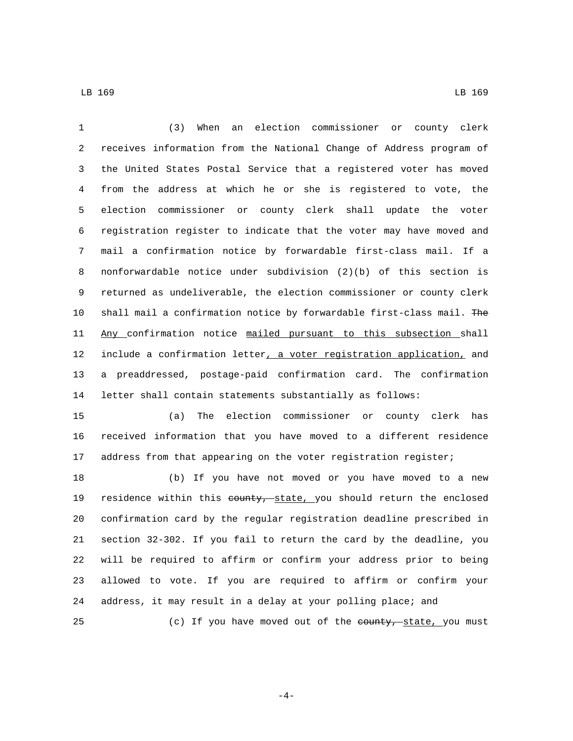(3) When an election commissioner or county clerk receives information from the National Change of Address program of the United States Postal Service that a registered voter has moved from the address at which he or she is registered to vote, the election commissioner or county clerk shall update the voter registration register to indicate that the voter may have moved and mail a confirmation notice by forwardable first-class mail. If a nonforwardable notice under subdivision (2)(b) of this section is returned as undeliverable, the election commissioner or county clerk shall mail a confirmation notice by forwardable first-class mail. ~~The~~ <u>Any</u> confirmation notice <u>mailed pursuant to this subsection</u> shall include a confirmation letter<u>, a voter registration application,</u> and a preaddressed, postage-paid confirmation card. The confirmation letter shall contain statements substantially as follows:

(a) The election commissioner or county clerk has received information that you have moved to a different residence address from that appearing on the voter registration register;

(b) If you have not moved or you have moved to a new residence within this ~~county,~~ <u>state,</u> you should return the enclosed confirmation card by the regular registration deadline prescribed in section 32-302. If you fail to return the card by the deadline, you will be required to affirm or confirm your address prior to being allowed to vote. If you are required to affirm or confirm your address, it may result in a delay at your polling place; and

(c) If you have moved out of the ~~county,~~ <u>state,</u> you must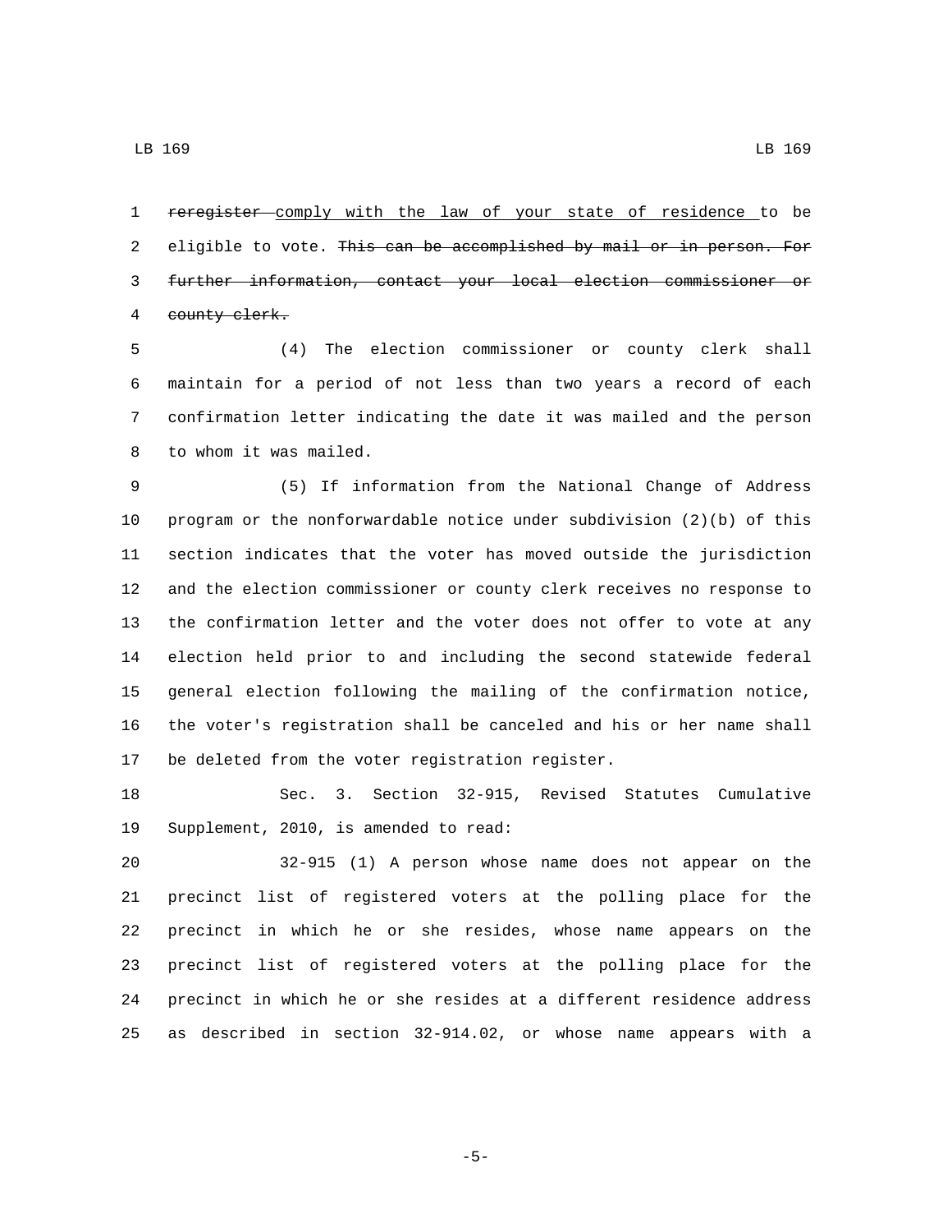~~reregister~~ <u>comply with the law of your state of residence</u> to be eligible to vote. ~~This can be accomplished by mail or in person. For further information, contact your local election commissioner or county clerk.~~

(4) The election commissioner or county clerk shall maintain for a period of not less than two years a record of each confirmation letter indicating the date it was mailed and the person to whom it was mailed.

(5) If information from the National Change of Address program or the nonforwardable notice under subdivision (2)(b) of this section indicates that the voter has moved outside the jurisdiction and the election commissioner or county clerk receives no response to the confirmation letter and the voter does not offer to vote at any election held prior to and including the second statewide federal general election following the mailing of the confirmation notice, the voter's registration shall be canceled and his or her name shall be deleted from the voter registration register.

Sec. 3. Section 32-915, Revised Statutes Cumulative Supplement, 2010, is amended to read:

32-915 (1) A person whose name does not appear on the precinct list of registered voters at the polling place for the precinct in which he or she resides, whose name appears on the precinct list of registered voters at the polling place for the precinct in which he or she resides at a different residence address as described in section 32-914.02, or whose name appears with a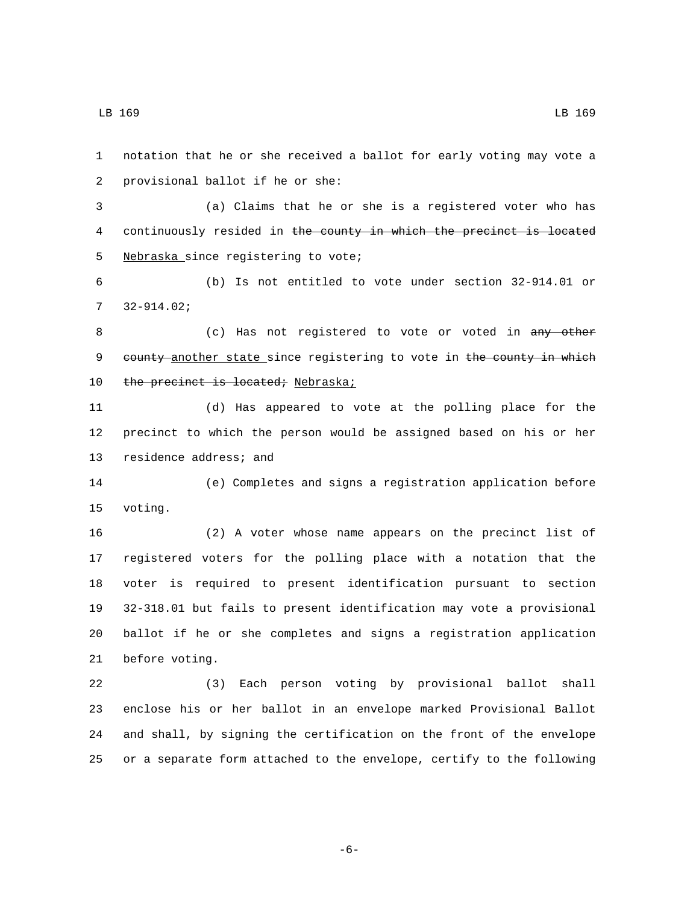notation that he or she received a ballot for early voting may vote a provisional ballot if he or she:

(a) Claims that he or she is a registered voter who has continuously resided in ~~the county in which the precinct is located~~ Nebraska since registering to vote;

(b) Is not entitled to vote under section 32-914.01 or 32-914.02;

(c) Has not registered to vote or voted in ~~any other county~~ another state since registering to vote in ~~the county in which the precinct is located;~~ Nebraska;

(d) Has appeared to vote at the polling place for the precinct to which the person would be assigned based on his or her residence address; and

(e) Completes and signs a registration application before voting.

(2) A voter whose name appears on the precinct list of registered voters for the polling place with a notation that the voter is required to present identification pursuant to section 32-318.01 but fails to present identification may vote a provisional ballot if he or she completes and signs a registration application before voting.

(3) Each person voting by provisional ballot shall enclose his or her ballot in an envelope marked Provisional Ballot and shall, by signing the certification on the front of the envelope or a separate form attached to the envelope, certify to the following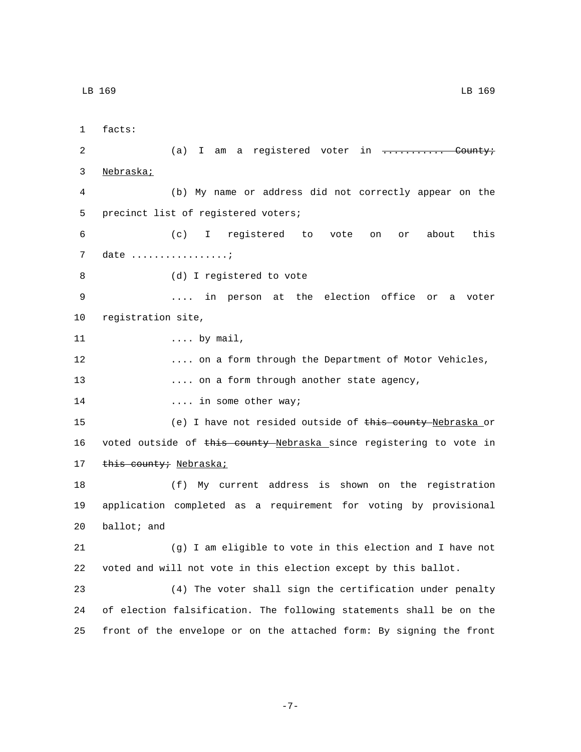facts:

(a) I am a registered voter in ~~........... County;~~ <u>Nebraska;</u>

(b) My name or address did not correctly appear on the precinct list of registered voters;

(c) I registered to vote on or about this date .................;

(d) I registered to vote

.... in person at the election office or a voter registration site,

.... by mail,

.... on a form through the Department of Motor Vehicles,

.... on a form through another state agency,

.... in some other way;

(e) I have not resided outside of ~~this county~~ <u>Nebraska</u> or voted outside of ~~this county~~ <u>Nebraska</u> since registering to vote in ~~this county;~~ <u>Nebraska;</u>

(f) My current address is shown on the registration application completed as a requirement for voting by provisional ballot; and

(g) I am eligible to vote in this election and I have not voted and will not vote in this election except by this ballot.

(4) The voter shall sign the certification under penalty of election falsification. The following statements shall be on the front of the envelope or on the attached form: By signing the front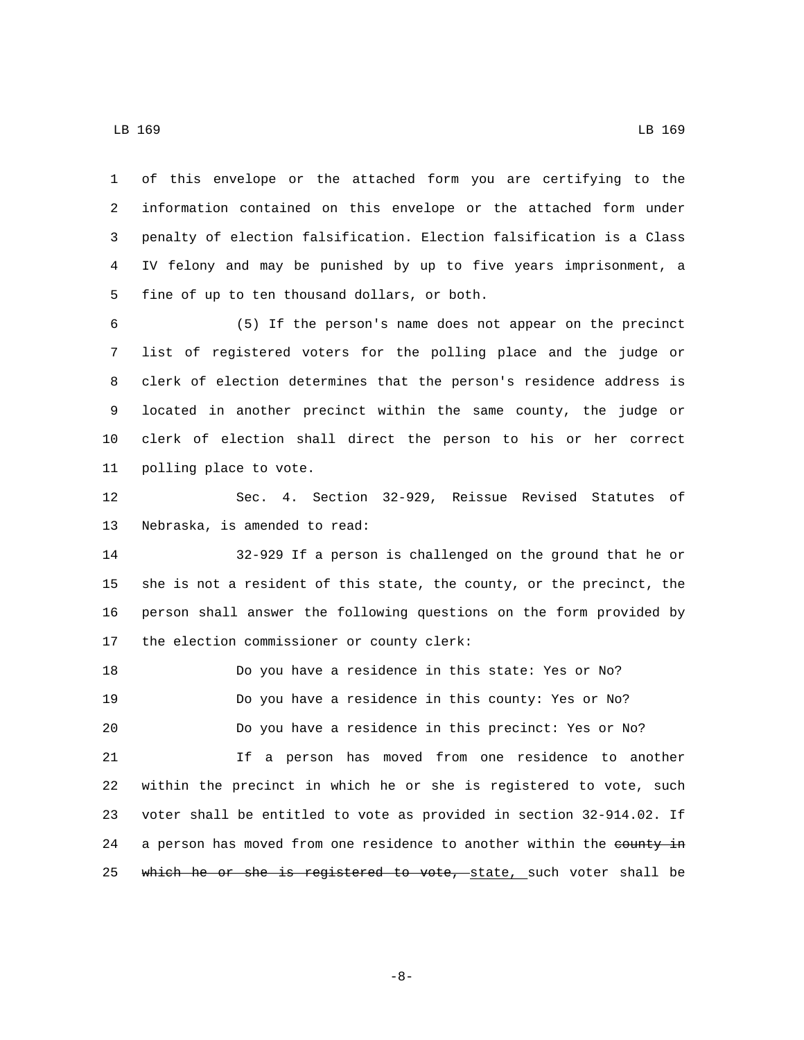of this envelope or the attached form you are certifying to the information contained on this envelope or the attached form under penalty of election falsification. Election falsification is a Class IV felony and may be punished by up to five years imprisonment, a fine of up to ten thousand dollars, or both.

(5) If the person's name does not appear on the precinct list of registered voters for the polling place and the judge or clerk of election determines that the person's residence address is located in another precinct within the same county, the judge or clerk of election shall direct the person to his or her correct polling place to vote.

Sec. 4. Section 32-929, Reissue Revised Statutes of Nebraska, is amended to read:

32-929 If a person is challenged on the ground that he or she is not a resident of this state, the county, or the precinct, the person shall answer the following questions on the form provided by the election commissioner or county clerk:

Do you have a residence in this state: Yes or No?

Do you have a residence in this county: Yes or No?

Do you have a residence in this precinct: Yes or No?

If a person has moved from one residence to another within the precinct in which he or she is registered to vote, such voter shall be entitled to vote as provided in section 32-914.02. If a person has moved from one residence to another within the ~~county in which he or she is registered to vote,~~ <u>state,</u> such voter shall be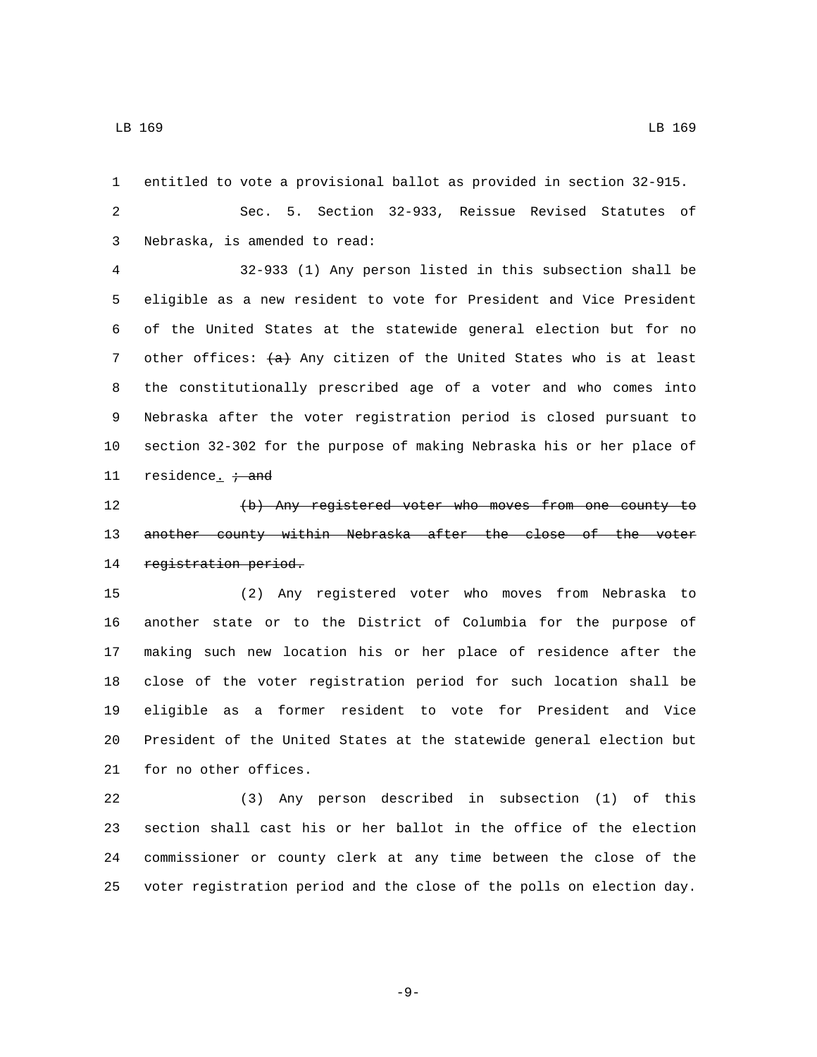entitled to vote a provisional ballot as provided in section 32-915.

Sec. 5. Section 32-933, Reissue Revised Statutes of Nebraska, is amended to read:

32-933 (1) Any person listed in this subsection shall be eligible as a new resident to vote for President and Vice President of the United States at the statewide general election but for no other offices: ~~(a)~~ Any citizen of the United States who is at least the constitutionally prescribed age of a voter and who comes into Nebraska after the voter registration period is closed pursuant to section 32-302 for the purpose of making Nebraska his or her place of residence. ~~; and~~

~~(b) Any registered voter who moves from one county to another county within Nebraska after the close of the voter registration period.~~

(2) Any registered voter who moves from Nebraska to another state or to the District of Columbia for the purpose of making such new location his or her place of residence after the close of the voter registration period for such location shall be eligible as a former resident to vote for President and Vice President of the United States at the statewide general election but for no other offices.

(3) Any person described in subsection (1) of this section shall cast his or her ballot in the office of the election commissioner or county clerk at any time between the close of the voter registration period and the close of the polls on election day.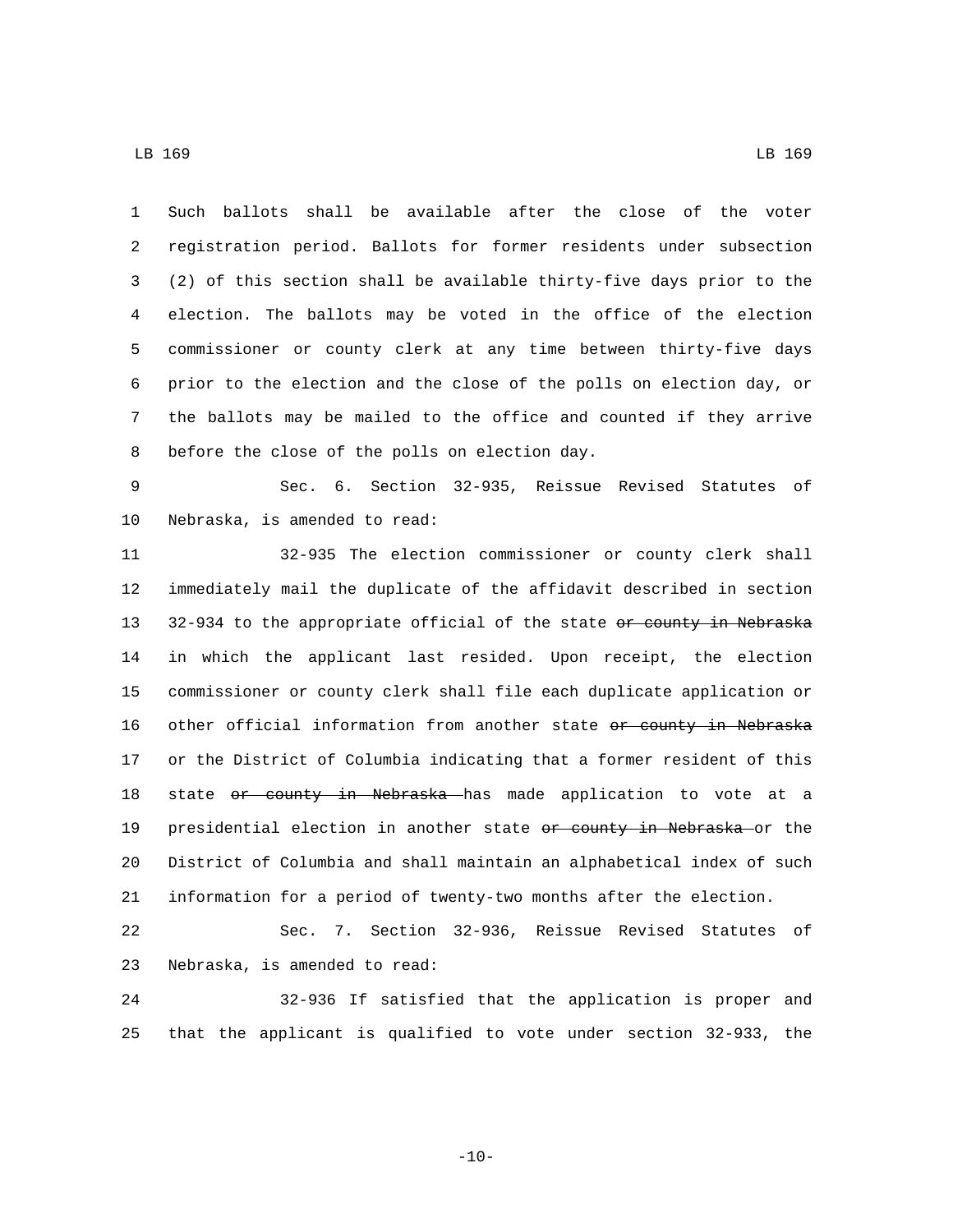Such ballots shall be available after the close of the voter registration period. Ballots for former residents under subsection (2) of this section shall be available thirty-five days prior to the election. The ballots may be voted in the office of the election commissioner or county clerk at any time between thirty-five days prior to the election and the close of the polls on election day, or the ballots may be mailed to the office and counted if they arrive before the close of the polls on election day.

Sec. 6. Section 32-935, Reissue Revised Statutes of Nebraska, is amended to read:

32-935 The election commissioner or county clerk shall immediately mail the duplicate of the affidavit described in section 32-934 to the appropriate official of the state ~~or county in Nebraska~~ in which the applicant last resided. Upon receipt, the election commissioner or county clerk shall file each duplicate application or other official information from another state ~~or county in Nebraska~~ or the District of Columbia indicating that a former resident of this state ~~or county in Nebraska~~ has made application to vote at a presidential election in another state ~~or county in Nebraska~~ or the District of Columbia and shall maintain an alphabetical index of such information for a period of twenty-two months after the election.

Sec. 7. Section 32-936, Reissue Revised Statutes of Nebraska, is amended to read:

32-936 If satisfied that the application is proper and that the applicant is qualified to vote under section 32-933, the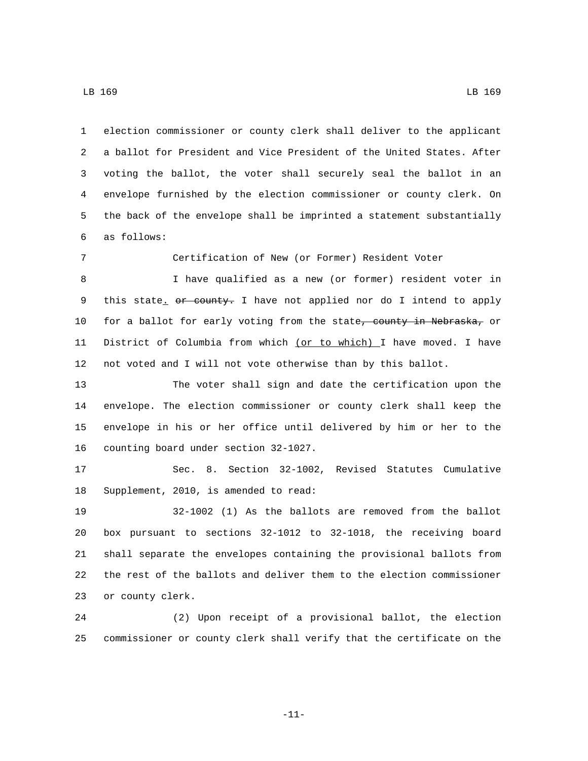election commissioner or county clerk shall deliver to the applicant a ballot for President and Vice President of the United States. After voting the ballot, the voter shall securely seal the ballot in an envelope furnished by the election commissioner or county clerk. On the back of the envelope shall be imprinted a statement substantially as follows:

Certification of New (or Former) Resident Voter

I have qualified as a new (or former) resident voter in this state. ~~or county.~~ I have not applied nor do I intend to apply for a ballot for early voting from the state~~, county in Nebraska,~~ or District of Columbia from which (or to which) I have moved. I have not voted and I will not vote otherwise than by this ballot.

The voter shall sign and date the certification upon the envelope. The election commissioner or county clerk shall keep the envelope in his or her office until delivered by him or her to the counting board under section 32-1027.

Sec. 8. Section 32-1002, Revised Statutes Cumulative Supplement, 2010, is amended to read:

32-1002 (1) As the ballots are removed from the ballot box pursuant to sections 32-1012 to 32-1018, the receiving board shall separate the envelopes containing the provisional ballots from the rest of the ballots and deliver them to the election commissioner or county clerk.

(2) Upon receipt of a provisional ballot, the election commissioner or county clerk shall verify that the certificate on the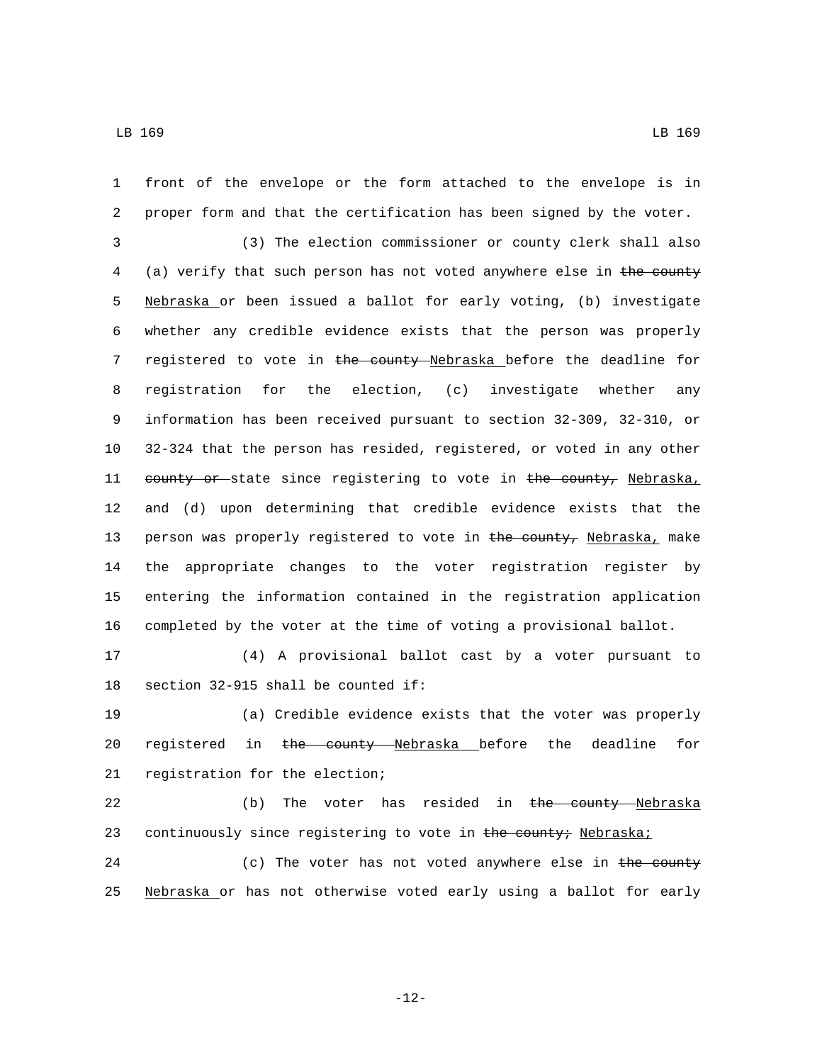front of the envelope or the form attached to the envelope is in proper form and that the certification has been signed by the voter.

(3) The election commissioner or county clerk shall also (a) verify that such person has not voted anywhere else in ~~the county~~ Nebraska or been issued a ballot for early voting, (b) investigate whether any credible evidence exists that the person was properly registered to vote in ~~the county~~ Nebraska before the deadline for registration for the election, (c) investigate whether any information has been received pursuant to section 32-309, 32-310, or 32-324 that the person has resided, registered, or voted in any other ~~county or~~ state since registering to vote in ~~the county,~~ Nebraska, and (d) upon determining that credible evidence exists that the person was properly registered to vote in ~~the county,~~ Nebraska, make the appropriate changes to the voter registration register by entering the information contained in the registration application completed by the voter at the time of voting a provisional ballot.

(4) A provisional ballot cast by a voter pursuant to section 32-915 shall be counted if:

(a) Credible evidence exists that the voter was properly registered in ~~the county~~ Nebraska before the deadline for registration for the election;

(b) The voter has resided in ~~the county~~ Nebraska continuously since registering to vote in ~~the county;~~ Nebraska;

(c) The voter has not voted anywhere else in ~~the county~~ Nebraska or has not otherwise voted early using a ballot for early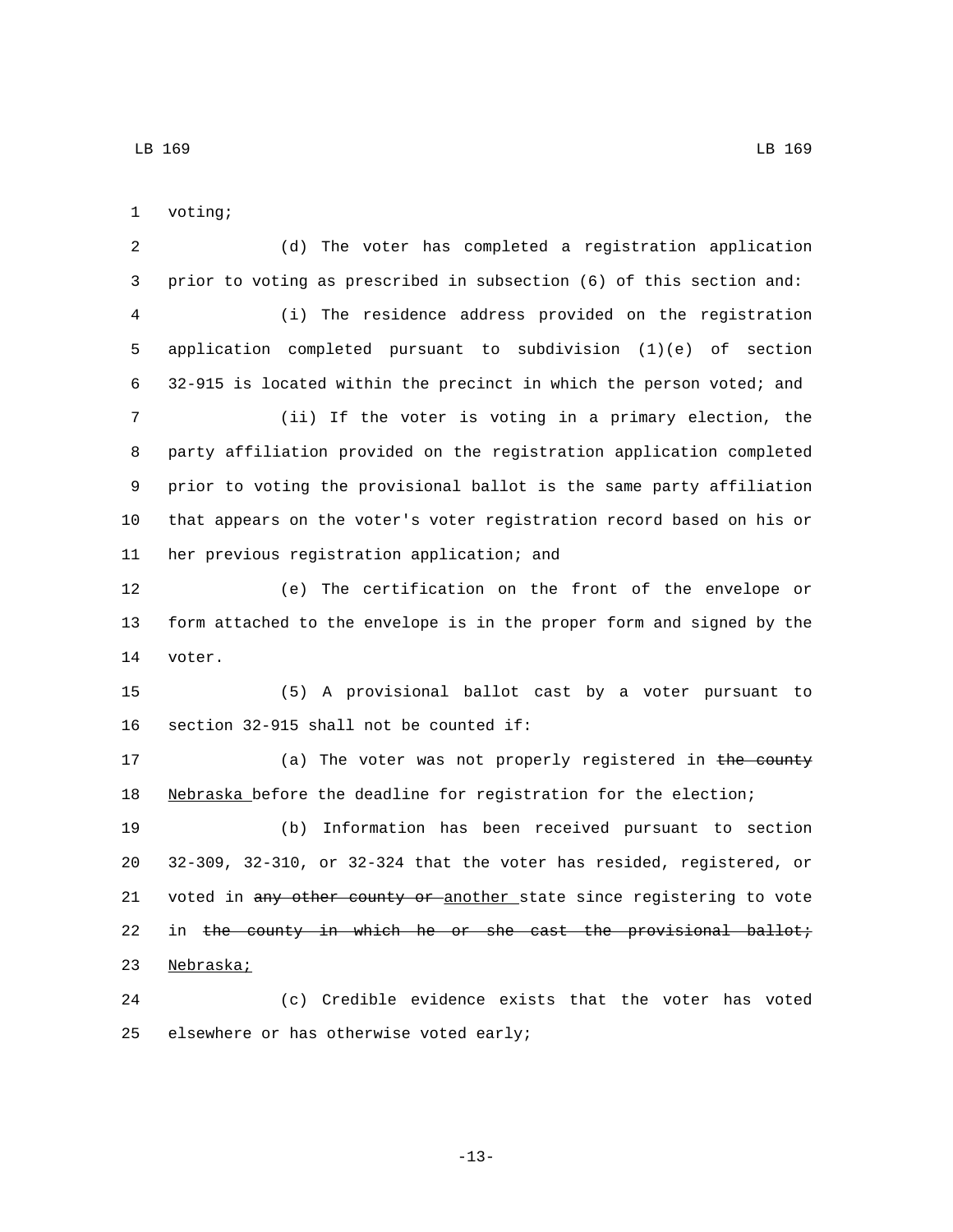voting;

(d) The voter has completed a registration application prior to voting as prescribed in subsection (6) of this section and:

(i) The residence address provided on the registration application completed pursuant to subdivision (1)(e) of section 32-915 is located within the precinct in which the person voted; and

(ii) If the voter is voting in a primary election, the party affiliation provided on the registration application completed prior to voting the provisional ballot is the same party affiliation that appears on the voter's voter registration record based on his or her previous registration application; and

(e) The certification on the front of the envelope or form attached to the envelope is in the proper form and signed by the voter.

(5) A provisional ballot cast by a voter pursuant to section 32-915 shall not be counted if:

(a) The voter was not properly registered in ~~the county~~ Nebraska before the deadline for registration for the election;

(b) Information has been received pursuant to section 32-309, 32-310, or 32-324 that the voter has resided, registered, or voted in ~~any other county or~~ another state since registering to vote in ~~the county in which he or she cast the provisional ballot;~~ Nebraska;

(c) Credible evidence exists that the voter has voted elsewhere or has otherwise voted early;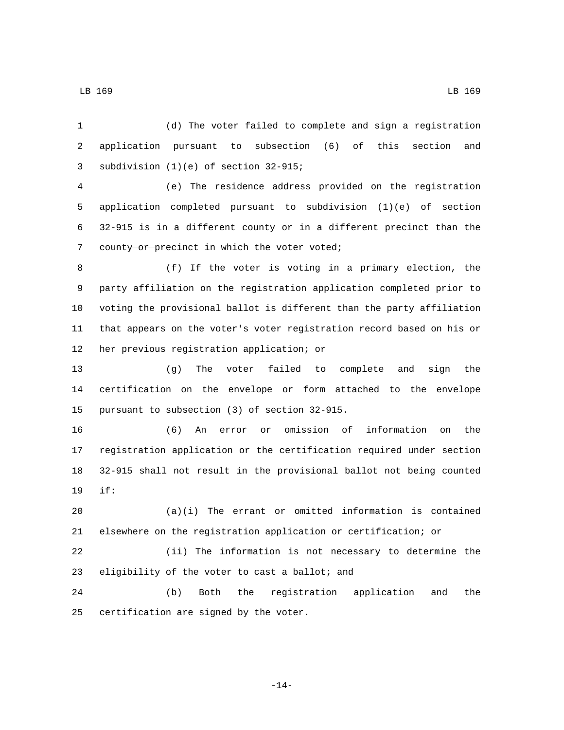(d) The voter failed to complete and sign a registration application pursuant to subsection (6) of this section and subdivision (1)(e) of section 32-915;

(e) The residence address provided on the registration application completed pursuant to subdivision (1)(e) of section 32-915 is ~~in a different county or~~ in a different precinct than the ~~county or~~ precinct in which the voter voted;

(f) If the voter is voting in a primary election, the party affiliation on the registration application completed prior to voting the provisional ballot is different than the party affiliation that appears on the voter's voter registration record based on his or her previous registration application; or

(g) The voter failed to complete and sign the certification on the envelope or form attached to the envelope pursuant to subsection (3) of section 32-915.

(6) An error or omission of information on the registration application or the certification required under section 32-915 shall not result in the provisional ballot not being counted if:

(a)(i) The errant or omitted information is contained elsewhere on the registration application or certification; or

(ii) The information is not necessary to determine the eligibility of the voter to cast a ballot; and

(b) Both the registration application and the certification are signed by the voter.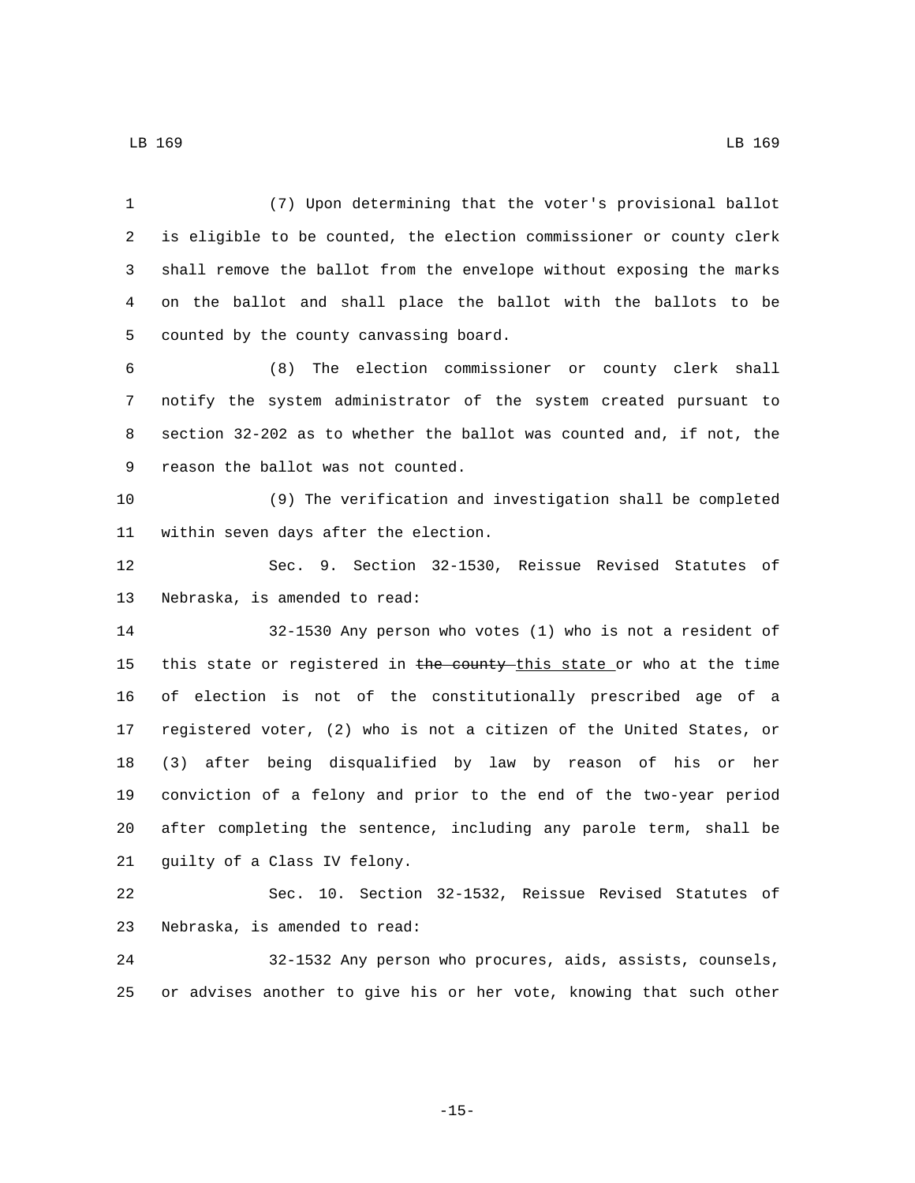(7) Upon determining that the voter's provisional ballot is eligible to be counted, the election commissioner or county clerk shall remove the ballot from the envelope without exposing the marks on the ballot and shall place the ballot with the ballots to be counted by the county canvassing board.

(8) The election commissioner or county clerk shall notify the system administrator of the system created pursuant to section 32-202 as to whether the ballot was counted and, if not, the reason the ballot was not counted.

(9) The verification and investigation shall be completed within seven days after the election.

Sec. 9. Section 32-1530, Reissue Revised Statutes of Nebraska, is amended to read:

32-1530 Any person who votes (1) who is not a resident of this state or registered in ~~the county~~ <u>this state</u> or who at the time of election is not of the constitutionally prescribed age of a registered voter, (2) who is not a citizen of the United States, or (3) after being disqualified by law by reason of his or her conviction of a felony and prior to the end of the two-year period after completing the sentence, including any parole term, shall be guilty of a Class IV felony.

Sec. 10. Section 32-1532, Reissue Revised Statutes of Nebraska, is amended to read:

32-1532 Any person who procures, aids, assists, counsels, or advises another to give his or her vote, knowing that such other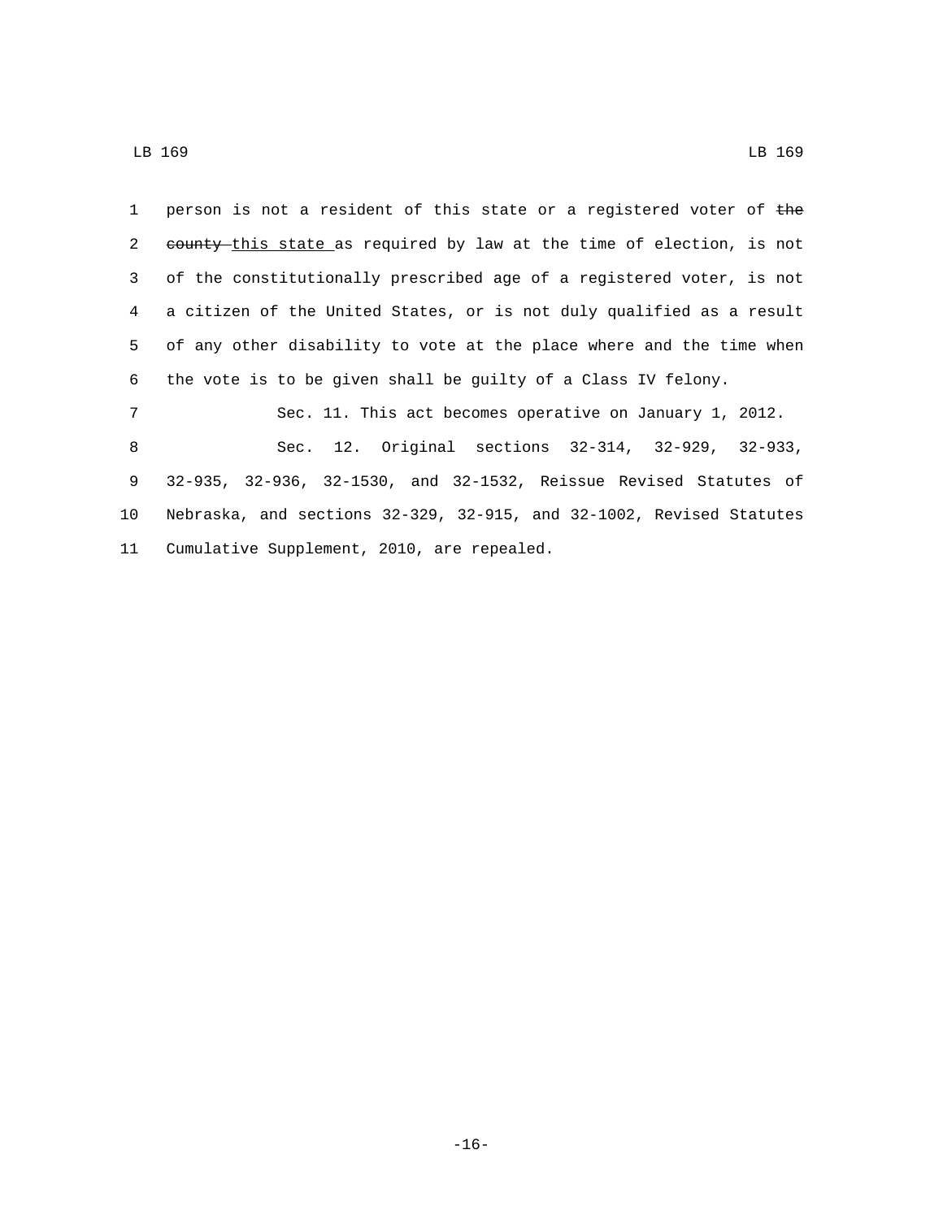person is not a resident of this state or a registered voter of ~~the county~~ this state as required by law at the time of election, is not of the constitutionally prescribed age of a registered voter, is not a citizen of the United States, or is not duly qualified as a result of any other disability to vote at the place where and the time when the vote is to be given shall be guilty of a Class IV felony.

Sec. 11. This act becomes operative on January 1, 2012.

Sec. 12. Original sections 32-314, 32-929, 32-933, 32-935, 32-936, 32-1530, and 32-1532, Reissue Revised Statutes of Nebraska, and sections 32-329, 32-915, and 32-1002, Revised Statutes Cumulative Supplement, 2010, are repealed.